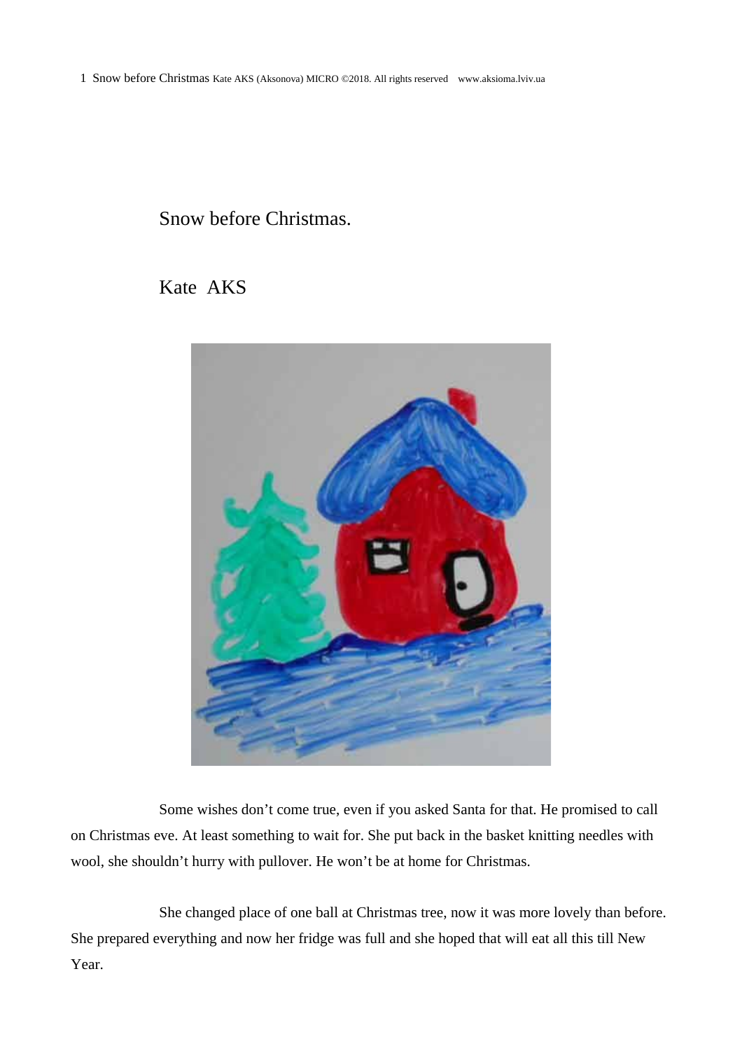# Snow before Christmas.

## Kate AKS

Some wishes don't come true, even if you asked Santa for that. He promised to call on Christmas eve. At least something to wait for. She put back in the basket knitting needles with wool, she shouldn't hurry with pullover. He won't be at home for Christmas.

She changed place of one ball at Christmas tree, now it was more lovely than before. She prepared everything and now her fridge was full and she hoped that will eat all this till New Year.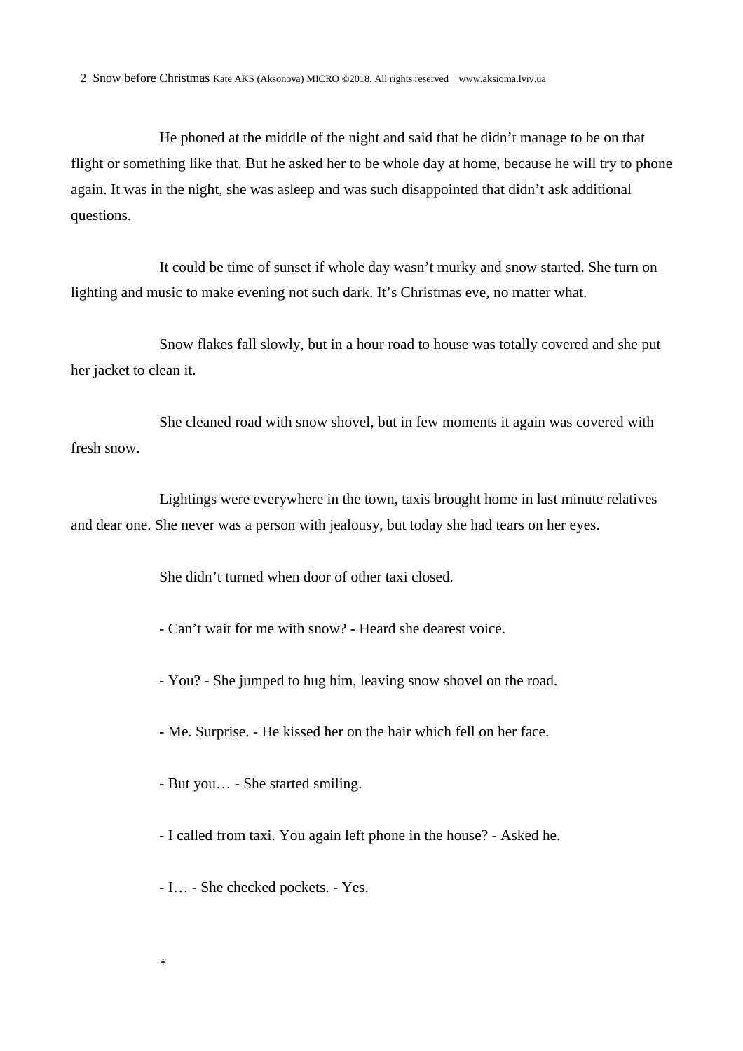He phoned at the middle of the night and said that he didn't manage to be on that flight or something like that. But he asked her to be whole day at home, because he will try to phone again. It was in the night, she was asleep and was such disappointed that didn't ask additional questions.

It could be time of sunset if whole day wasn't murky and snow started. She turn on lighting and music to make evening not such dark. It's Christmas eve, no matter what.

Snow flakes fall slowly, but in a hour road to house was totally covered and she put her jacket to clean it.

She cleaned road with snow shovel, but in few moments it again was covered with fresh snow.

Lightings were everywhere in the town, taxis brought home in last minute relatives and dear one. She never was a person with jealousy, but today she had tears on her eyes.

She didn't turned when door of other taxi closed.

- Can't wait for me with snow? - Heard she dearest voice.

- You? - She jumped to hug him, leaving snow shovel on the road.

- Me. Surprise. - He kissed her on the hair which fell on her face.

- But you… - She started smiling.

- I called from taxi. You again left phone in the house? - Asked he.

- I… - She checked pockets. - Yes.

*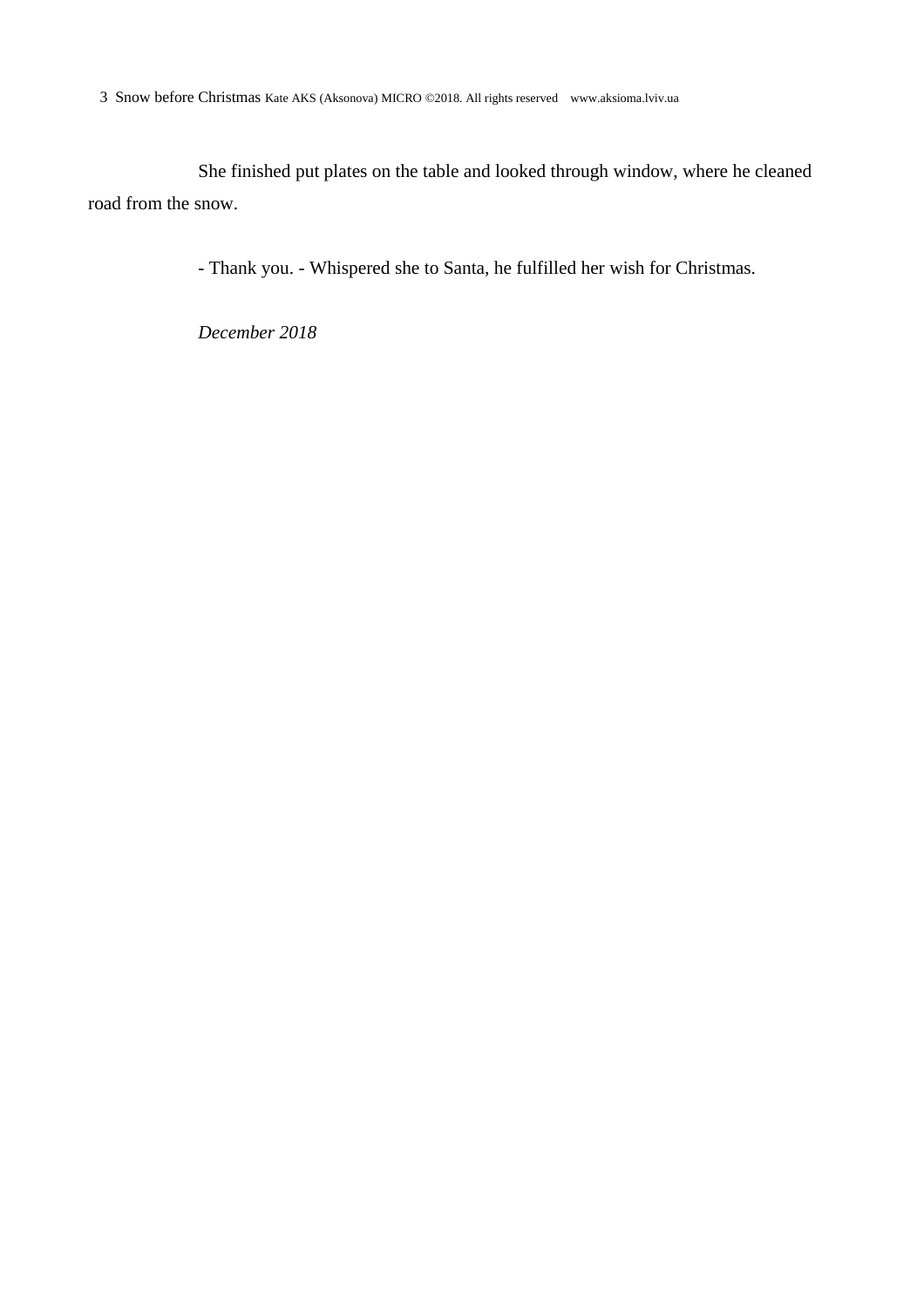She finished put plates on the table and looked through window, where he cleaned road from the snow.

- Thank you. - Whispered she to Santa, he fulfilled her wish for Christmas.

*December 2018*